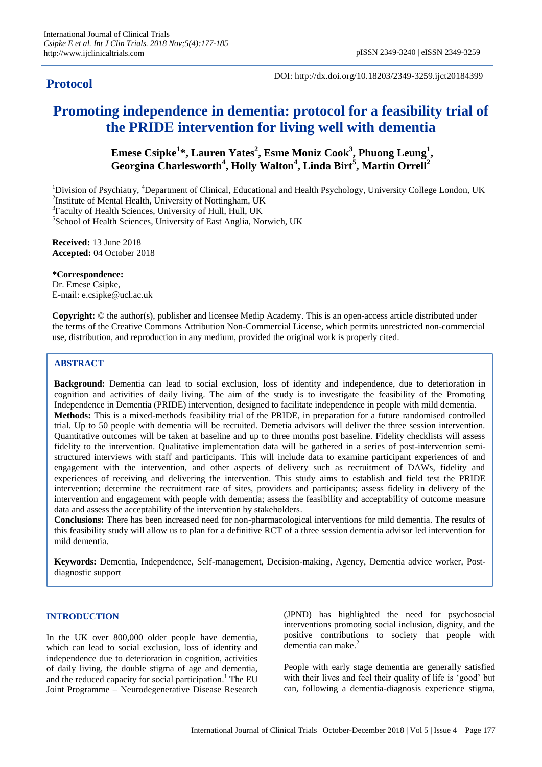**Protocol**

DOI: http://dx.doi.org/10.18203/2349-3259.ijct20184399

# Promoting independence in dementia: protocol for a feasibility trial of the PRIDE intervention for living well with dementia

**Emese Csipke[1]*, Lauren Yates[2], Esme Moniz Cook[3], Phuong Leung[1], Georgina Charlesworth[4], Holly Walton[4], Linda Birt[5], Martin Orrell[2]**

[1]Division of Psychiatry, [4]Department of Clinical, Educational and Health Psychology, University College London, UK
[2]Institute of Mental Health, University of Nottingham, UK
[3]Faculty of Health Sciences, University of Hull, Hull, UK
[5]School of Health Sciences, University of East Anglia, Norwich, UK

**Received:** 13 June 2018
**Accepted:** 04 October 2018

**\*Correspondence:**
Dr. Emese Csipke,
E-mail: e.csipke@ucl.ac.uk

**Copyright:** © the author(s), publisher and licensee Medip Academy. This is an open-access article distributed under the terms of the Creative Commons Attribution Non-Commercial License, which permits unrestricted non-commercial use, distribution, and reproduction in any medium, provided the original work is properly cited.

## ABSTRACT

**Background:** Dementia can lead to social exclusion, loss of identity and independence, due to deterioration in cognition and activities of daily living. The aim of the study is to investigate the feasibility of the Promoting Independence in Dementia (PRIDE) intervention, designed to facilitate independence in people with mild dementia.

**Methods:** This is a mixed-methods feasibility trial of the PRIDE, in preparation for a future randomised controlled trial. Up to 50 people with dementia will be recruited. Demetia advisors will deliver the three session intervention. Quantitative outcomes will be taken at baseline and up to three months post baseline. Fidelity checklists will assess fidelity to the intervention. Qualitative implementation data will be gathered in a series of post-intervention semi-structured interviews with staff and participants. This will include data to examine participant experiences of and engagement with the intervention, and other aspects of delivery such as recruitment of DAWs, fidelity and experiences of receiving and delivering the intervention. This study aims to establish and field test the PRIDE intervention; determine the recruitment rate of sites, providers and participants; assess fidelity in delivery of the intervention and engagement with people with dementia; assess the feasibility and acceptability of outcome measure data and assess the acceptability of the intervention by stakeholders.

**Conclusions:** There has been increased need for non-pharmacological interventions for mild dementia. The results of this feasibility study will allow us to plan for a definitive RCT of a three session dementia advisor led intervention for mild dementia.

**Keywords:** Dementia, Independence, Self-management, Decision-making, Agency, Dementia advice worker, Post-diagnostic support

## INTRODUCTION

In the UK over 800,000 older people have dementia, which can lead to social exclusion, loss of identity and independence due to deterioration in cognition, activities of daily living, the double stigma of age and dementia, and the reduced capacity for social participation.[1] The EU Joint Programme – Neurodegenerative Disease Research (JPND) has highlighted the need for psychosocial interventions promoting social inclusion, dignity, and the positive contributions to society that people with dementia can make.[2]

People with early stage dementia are generally satisfied with their lives and feel their quality of life is 'good' but can, following a dementia-diagnosis experience stigma,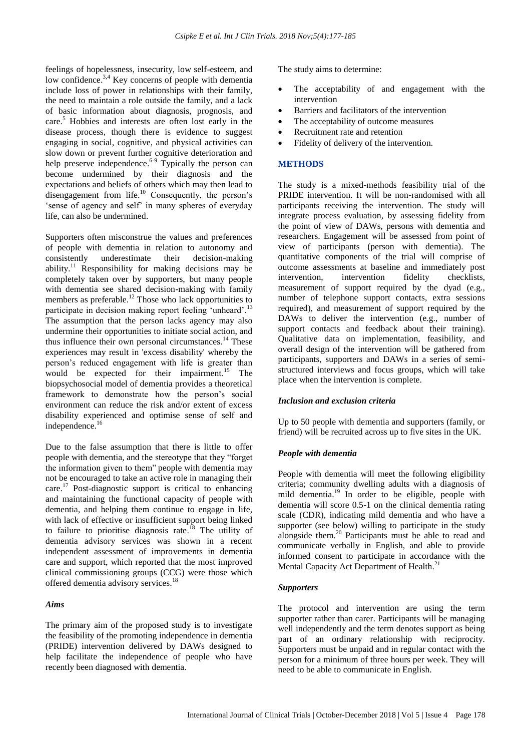feelings of hopelessness, insecurity, low self-esteem, and low confidence.[3,4] Key concerns of people with dementia include loss of power in relationships with their family, the need to maintain a role outside the family, and a lack of basic information about diagnosis, prognosis, and care.[5] Hobbies and interests are often lost early in the disease process, though there is evidence to suggest engaging in social, cognitive, and physical activities can slow down or prevent further cognitive deterioration and help preserve independence.[6-9] Typically the person can become undermined by their diagnosis and the expectations and beliefs of others which may then lead to disengagement from life.[10] Consequently, the person's 'sense of agency and self' in many spheres of everyday life, can also be undermined.

Supporters often misconstrue the values and preferences of people with dementia in relation to autonomy and consistently underestimate their decision-making ability.[11] Responsibility for making decisions may be completely taken over by supporters, but many people with dementia see shared decision-making with family members as preferable.[12] Those who lack opportunities to participate in decision making report feeling 'unheard'.[13] The assumption that the person lacks agency may also undermine their opportunities to initiate social action, and thus influence their own personal circumstances.[14] These experiences may result in 'excess disability' whereby the person's reduced engagement with life is greater than would be expected for their impairment.[15] The biopsychosocial model of dementia provides a theoretical framework to demonstrate how the person's social environment can reduce the risk and/or extent of excess disability experienced and optimise sense of self and independence.[16]

Due to the false assumption that there is little to offer people with dementia, and the stereotype that they "forget the information given to them" people with dementia may not be encouraged to take an active role in managing their care.[17] Post-diagnostic support is critical to enhancing and maintaining the functional capacity of people with dementia, and helping them continue to engage in life, with lack of effective or insufficient support being linked to failure to prioritise diagnosis rate.[18] The utility of dementia advisory services was shown in a recent independent assessment of improvements in dementia care and support, which reported that the most improved clinical commissioning groups (CCG) were those which offered dementia advisory services.[18]

### *Aims*

The primary aim of the proposed study is to investigate the feasibility of the promoting independence in dementia (PRIDE) intervention delivered by DAWs designed to help facilitate the independence of people who have recently been diagnosed with dementia.

The study aims to determine:

- The acceptability of and engagement with the intervention
- Barriers and facilitators of the intervention
- The acceptability of outcome measures
- Recruitment rate and retention
- Fidelity of delivery of the intervention.

## METHODS

The study is a mixed-methods feasibility trial of the PRIDE intervention. It will be non-randomised with all participants receiving the intervention. The study will integrate process evaluation, by assessing fidelity from the point of view of DAWs, persons with dementia and researchers. Engagement will be assessed from point of view of participants (person with dementia). The quantitative components of the trial will comprise of outcome assessments at baseline and immediately post intervention, intervention fidelity checklists, measurement of support required by the dyad (e.g., number of telephone support contacts, extra sessions required), and measurement of support required by the DAWs to deliver the intervention (e.g., number of support contacts and feedback about their training). Qualitative data on implementation, feasibility, and overall design of the intervention will be gathered from participants, supporters and DAWs in a series of semi-structured interviews and focus groups, which will take place when the intervention is complete.

### *Inclusion and exclusion criteria*

Up to 50 people with dementia and supporters (family, or friend) will be recruited across up to five sites in the UK.

### *People with dementia*

People with dementia will meet the following eligibility criteria; community dwelling adults with a diagnosis of mild dementia.[19] In order to be eligible, people with dementia will score 0.5-1 on the clinical dementia rating scale (CDR), indicating mild dementia and who have a supporter (see below) willing to participate in the study alongside them.[20] Participants must be able to read and communicate verbally in English, and able to provide informed consent to participate in accordance with the Mental Capacity Act Department of Health.[21]

### *Supporters*

The protocol and intervention are using the term supporter rather than carer. Participants will be managing well independently and the term denotes support as being part of an ordinary relationship with reciprocity. Supporters must be unpaid and in regular contact with the person for a minimum of three hours per week. They will need to be able to communicate in English.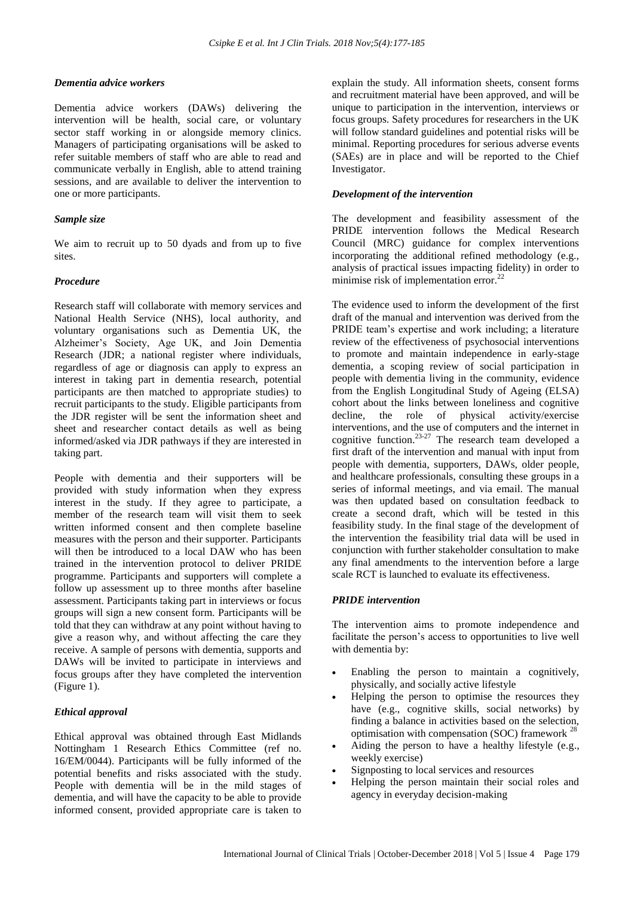### *Dementia advice workers*

Dementia advice workers (DAWs) delivering the intervention will be health, social care, or voluntary sector staff working in or alongside memory clinics. Managers of participating organisations will be asked to refer suitable members of staff who are able to read and communicate verbally in English, able to attend training sessions, and are available to deliver the intervention to one or more participants.

### *Sample size*

We aim to recruit up to 50 dyads and from up to five sites.

### *Procedure*

Research staff will collaborate with memory services and National Health Service (NHS), local authority, and voluntary organisations such as Dementia UK, the Alzheimer's Society, Age UK, and Join Dementia Research (JDR; a national register where individuals, regardless of age or diagnosis can apply to express an interest in taking part in dementia research, potential participants are then matched to appropriate studies) to recruit participants to the study. Eligible participants from the JDR register will be sent the information sheet and sheet and researcher contact details as well as being informed/asked via JDR pathways if they are interested in taking part.

People with dementia and their supporters will be provided with study information when they express interest in the study. If they agree to participate, a member of the research team will visit them to seek written informed consent and then complete baseline measures with the person and their supporter. Participants will then be introduced to a local DAW who has been trained in the intervention protocol to deliver PRIDE programme. Participants and supporters will complete a follow up assessment up to three months after baseline assessment. Participants taking part in interviews or focus groups will sign a new consent form. Participants will be told that they can withdraw at any point without having to give a reason why, and without affecting the care they receive. A sample of persons with dementia, supports and DAWs will be invited to participate in interviews and focus groups after they have completed the intervention (Figure 1).

### *Ethical approval*

Ethical approval was obtained through East Midlands Nottingham 1 Research Ethics Committee (ref no. 16/EM/0044). Participants will be fully informed of the potential benefits and risks associated with the study. People with dementia will be in the mild stages of dementia, and will have the capacity to be able to provide informed consent, provided appropriate care is taken to explain the study. All information sheets, consent forms and recruitment material have been approved, and will be unique to participation in the intervention, interviews or focus groups. Safety procedures for researchers in the UK will follow standard guidelines and potential risks will be minimal. Reporting procedures for serious adverse events (SAEs) are in place and will be reported to the Chief Investigator.

### *Development of the intervention*

The development and feasibility assessment of the PRIDE intervention follows the Medical Research Council (MRC) guidance for complex interventions incorporating the additional refined methodology (e.g., analysis of practical issues impacting fidelity) in order to minimise risk of implementation error.[22]

The evidence used to inform the development of the first draft of the manual and intervention was derived from the PRIDE team's expertise and work including; a literature review of the effectiveness of psychosocial interventions to promote and maintain independence in early-stage dementia, a scoping review of social participation in people with dementia living in the community, evidence from the English Longitudinal Study of Ageing (ELSA) cohort about the links between loneliness and cognitive decline, the role of physical activity/exercise interventions, and the use of computers and the internet in cognitive function.[23-27] The research team developed a first draft of the intervention and manual with input from people with dementia, supporters, DAWs, older people, and healthcare professionals, consulting these groups in a series of informal meetings, and via email. The manual was then updated based on consultation feedback to create a second draft, which will be tested in this feasibility study. In the final stage of the development of the intervention the feasibility trial data will be used in conjunction with further stakeholder consultation to make any final amendments to the intervention before a large scale RCT is launched to evaluate its effectiveness.

### *PRIDE intervention*

The intervention aims to promote independence and facilitate the person's access to opportunities to live well with dementia by:

- Enabling the person to maintain a cognitively, physically, and socially active lifestyle
- Helping the person to optimise the resources they have (e.g., cognitive skills, social networks) by finding a balance in activities based on the selection, optimisation with compensation (SOC) framework [28]
- Aiding the person to have a healthy lifestyle (e.g., weekly exercise)
- Signposting to local services and resources
- Helping the person maintain their social roles and agency in everyday decision-making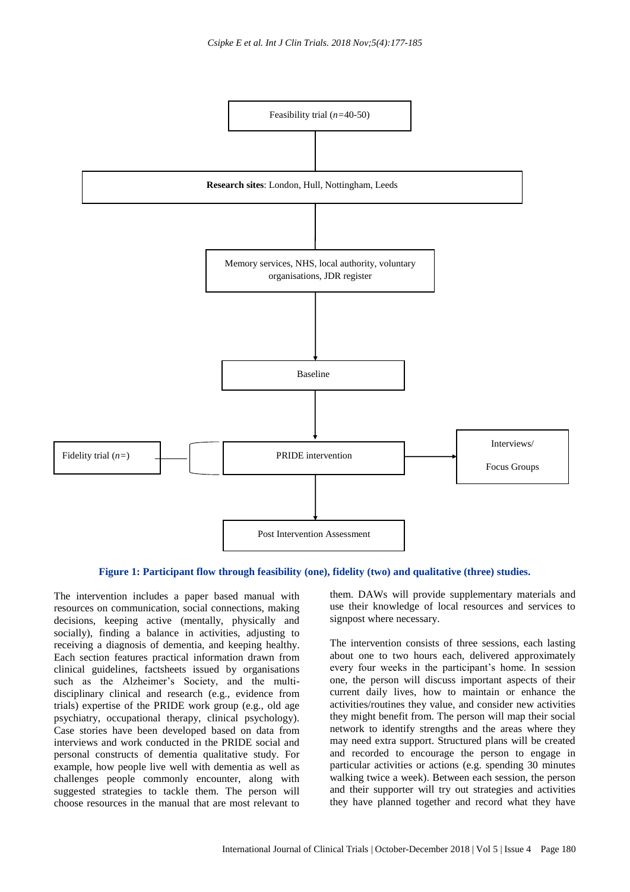Feasibility trial (*n*=40-50)

**Research sites**: London, Hull, Nottingham, Leeds

Memory services, NHS, local authority, voluntary organisations, JDR register

Baseline

Fidelity trial (*n*=)

PRIDE intervention

Interviews/ Focus Groups

Post Intervention Assessment

**Figure 1: Participant flow through feasibility (one), fidelity (two) and qualitative (three) studies.**

The intervention includes a paper based manual with resources on communication, social connections, making decisions, keeping active (mentally, physically and socially), finding a balance in activities, adjusting to receiving a diagnosis of dementia, and keeping healthy. Each section features practical information drawn from clinical guidelines, factsheets issued by organisations such as the Alzheimer's Society, and the multi-disciplinary clinical and research (e.g., evidence from trials) expertise of the PRIDE work group (e.g., old age psychiatry, occupational therapy, clinical psychology). Case stories have been developed based on data from interviews and work conducted in the PRIDE social and personal constructs of dementia qualitative study. For example, how people live well with dementia as well as challenges people commonly encounter, along with suggested strategies to tackle them. The person will choose resources in the manual that are most relevant to them. DAWs will provide supplementary materials and use their knowledge of local resources and services to signpost where necessary.

The intervention consists of three sessions, each lasting about one to two hours each, delivered approximately every four weeks in the participant's home. In session one, the person will discuss important aspects of their current daily lives, how to maintain or enhance the activities/routines they value, and consider new activities they might benefit from. The person will map their social network to identify strengths and the areas where they may need extra support. Structured plans will be created and recorded to encourage the person to engage in particular activities or actions (e.g. spending 30 minutes walking twice a week). Between each session, the person and their supporter will try out strategies and activities they have planned together and record what they have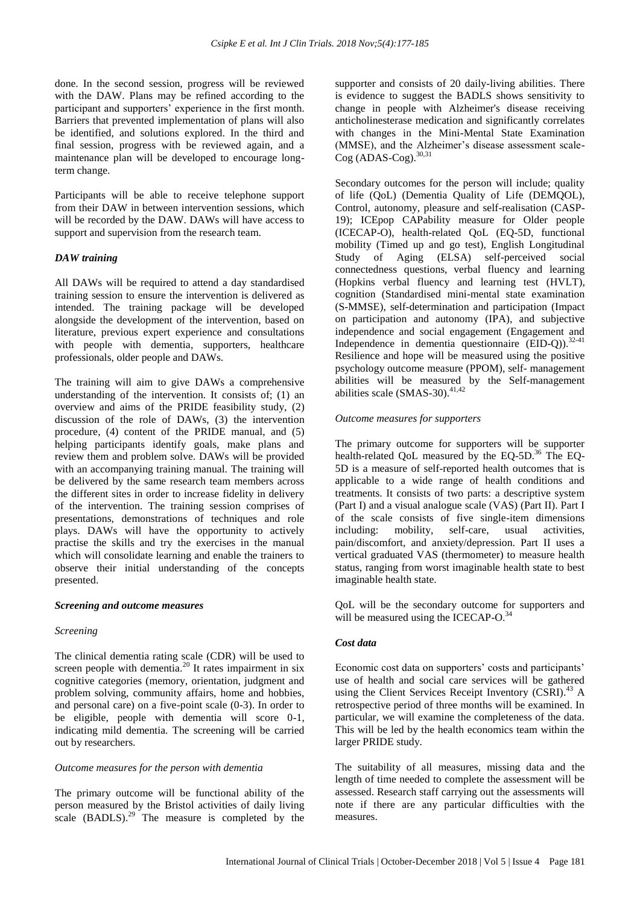done. In the second session, progress will be reviewed with the DAW. Plans may be refined according to the participant and supporters' experience in the first month. Barriers that prevented implementation of plans will also be identified, and solutions explored. In the third and final session, progress with be reviewed again, and a maintenance plan will be developed to encourage long-term change.

Participants will be able to receive telephone support from their DAW in between intervention sessions, which will be recorded by the DAW. DAWs will have access to support and supervision from the research team.

### *DAW training*

All DAWs will be required to attend a day standardised training session to ensure the intervention is delivered as intended. The training package will be developed alongside the development of the intervention, based on literature, previous expert experience and consultations with people with dementia, supporters, healthcare professionals, older people and DAWs.

The training will aim to give DAWs a comprehensive understanding of the intervention. It consists of; (1) an overview and aims of the PRIDE feasibility study, (2) discussion of the role of DAWs, (3) the intervention procedure, (4) content of the PRIDE manual, and (5) helping participants identify goals, make plans and review them and problem solve. DAWs will be provided with an accompanying training manual. The training will be delivered by the same research team members across the different sites in order to increase fidelity in delivery of the intervention. The training session comprises of presentations, demonstrations of techniques and role plays. DAWs will have the opportunity to actively practise the skills and try the exercises in the manual which will consolidate learning and enable the trainers to observe their initial understanding of the concepts presented.

### *Screening and outcome measures*

#### *Screening*

The clinical dementia rating scale (CDR) will be used to screen people with dementia.[20] It rates impairment in six cognitive categories (memory, orientation, judgment and problem solving, community affairs, home and hobbies, and personal care) on a five-point scale (0-3). In order to be eligible, people with dementia will score 0-1, indicating mild dementia. The screening will be carried out by researchers.

#### *Outcome measures for the person with dementia*

The primary outcome will be functional ability of the person measured by the Bristol activities of daily living scale (BADLS).[29] The measure is completed by the supporter and consists of 20 daily-living abilities. There is evidence to suggest the BADLS shows sensitivity to change in people with Alzheimer's disease receiving anticholinesterase medication and significantly correlates with changes in the Mini-Mental State Examination (MMSE), and the Alzheimer's disease assessment scale-Cog (ADAS-Cog).[30,31]

Secondary outcomes for the person will include; quality of life (QoL) (Dementia Quality of Life (DEMQOL), Control, autonomy, pleasure and self-realisation (CASP-19); ICEpop CAPability measure for Older people (ICECAP-O), health-related QoL (EQ-5D, functional mobility (Timed up and go test), English Longitudinal Study of Aging (ELSA) self-perceived social connectedness questions, verbal fluency and learning (Hopkins verbal fluency and learning test (HVLT), cognition (Standardised mini-mental state examination (S-MMSE), self-determination and participation (Impact on participation and autonomy (IPA), and subjective independence and social engagement (Engagement and Independence in dementia questionnaire (EID-Q)).[32-41] Resilience and hope will be measured using the positive psychology outcome measure (PPOM), self- management abilities will be measured by the Self-management abilities scale (SMAS-30).[41,42]

#### *Outcome measures for supporters*

The primary outcome for supporters will be supporter health-related QoL measured by the EQ-5D.[36] The EQ-5D is a measure of self-reported health outcomes that is applicable to a wide range of health conditions and treatments. It consists of two parts: a descriptive system (Part I) and a visual analogue scale (VAS) (Part II). Part I of the scale consists of five single-item dimensions including: mobility, self-care, usual activities, pain/discomfort, and anxiety/depression. Part II uses a vertical graduated VAS (thermometer) to measure health status, ranging from worst imaginable health state to best imaginable health state.

QoL will be the secondary outcome for supporters and will be measured using the ICECAP-O.[34]

### *Cost data*

Economic cost data on supporters' costs and participants' use of health and social care services will be gathered using the Client Services Receipt Inventory (CSRI).[43] A retrospective period of three months will be examined. In particular, we will examine the completeness of the data. This will be led by the health economics team within the larger PRIDE study.

The suitability of all measures, missing data and the length of time needed to complete the assessment will be assessed. Research staff carrying out the assessments will note if there are any particular difficulties with the measures.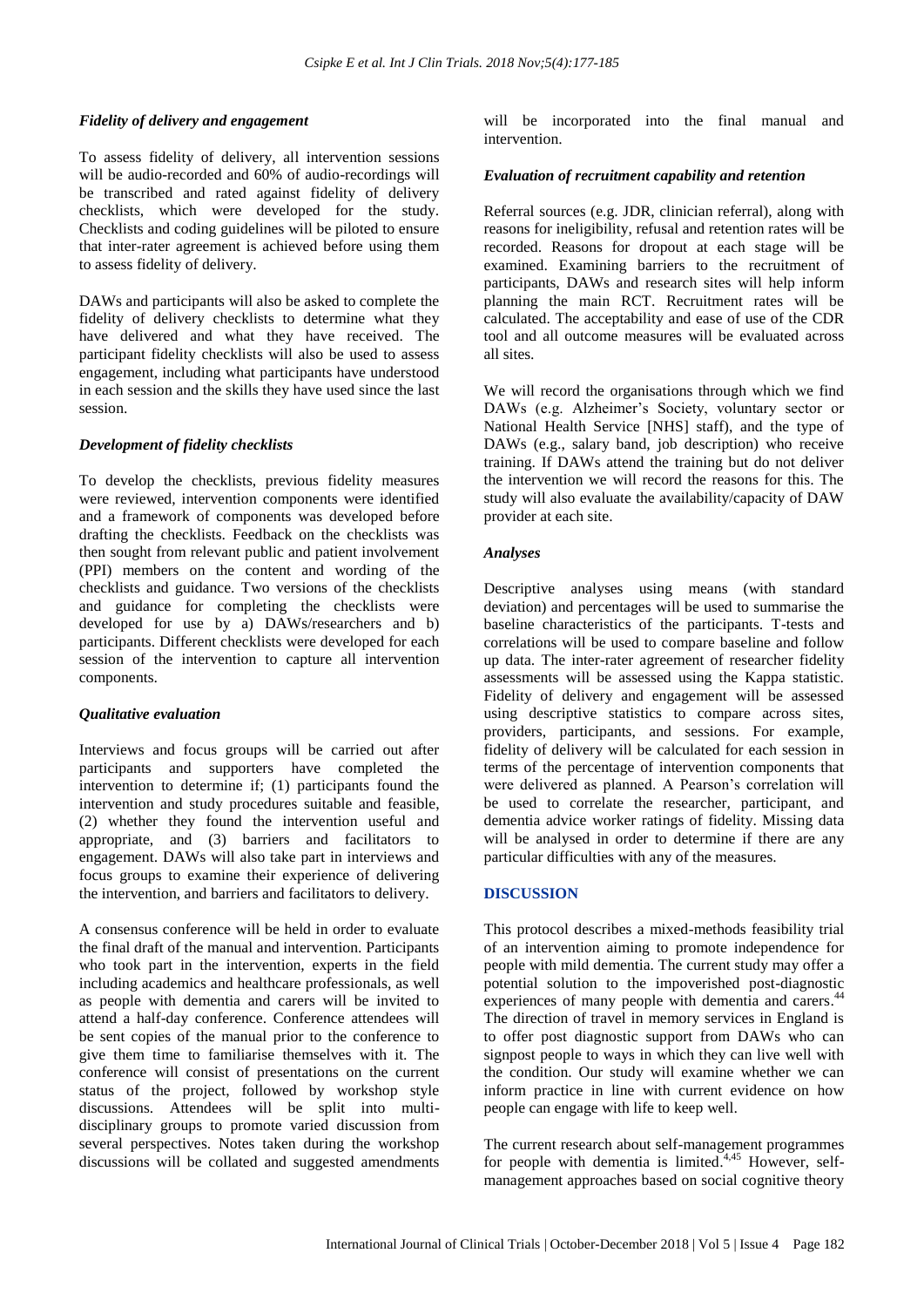### *Fidelity of delivery and engagement*

To assess fidelity of delivery, all intervention sessions will be audio-recorded and 60% of audio-recordings will be transcribed and rated against fidelity of delivery checklists, which were developed for the study. Checklists and coding guidelines will be piloted to ensure that inter-rater agreement is achieved before using them to assess fidelity of delivery.

DAWs and participants will also be asked to complete the fidelity of delivery checklists to determine what they have delivered and what they have received. The participant fidelity checklists will also be used to assess engagement, including what participants have understood in each session and the skills they have used since the last session.

### *Development of fidelity checklists*

To develop the checklists, previous fidelity measures were reviewed, intervention components were identified and a framework of components was developed before drafting the checklists. Feedback on the checklists was then sought from relevant public and patient involvement (PPI) members on the content and wording of the checklists and guidance. Two versions of the checklists and guidance for completing the checklists were developed for use by a) DAWs/researchers and b) participants. Different checklists were developed for each session of the intervention to capture all intervention components.

### *Qualitative evaluation*

Interviews and focus groups will be carried out after participants and supporters have completed the intervention to determine if; (1) participants found the intervention and study procedures suitable and feasible, (2) whether they found the intervention useful and appropriate, and (3) barriers and facilitators to engagement. DAWs will also take part in interviews and focus groups to examine their experience of delivering the intervention, and barriers and facilitators to delivery.

A consensus conference will be held in order to evaluate the final draft of the manual and intervention. Participants who took part in the intervention, experts in the field including academics and healthcare professionals, as well as people with dementia and carers will be invited to attend a half-day conference. Conference attendees will be sent copies of the manual prior to the conference to give them time to familiarise themselves with it. The conference will consist of presentations on the current status of the project, followed by workshop style discussions. Attendees will be split into multi-disciplinary groups to promote varied discussion from several perspectives. Notes taken during the workshop discussions will be collated and suggested amendments will be incorporated into the final manual and intervention.

### *Evaluation of recruitment capability and retention*

Referral sources (e.g. JDR, clinician referral), along with reasons for ineligibility, refusal and retention rates will be recorded. Reasons for dropout at each stage will be examined. Examining barriers to the recruitment of participants, DAWs and research sites will help inform planning the main RCT. Recruitment rates will be calculated. The acceptability and ease of use of the CDR tool and all outcome measures will be evaluated across all sites.

We will record the organisations through which we find DAWs (e.g. Alzheimer's Society, voluntary sector or National Health Service [NHS] staff), and the type of DAWs (e.g., salary band, job description) who receive training. If DAWs attend the training but do not deliver the intervention we will record the reasons for this. The study will also evaluate the availability/capacity of DAW provider at each site.

### *Analyses*

Descriptive analyses using means (with standard deviation) and percentages will be used to summarise the baseline characteristics of the participants. T-tests and correlations will be used to compare baseline and follow up data. The inter-rater agreement of researcher fidelity assessments will be assessed using the Kappa statistic. Fidelity of delivery and engagement will be assessed using descriptive statistics to compare across sites, providers, participants, and sessions. For example, fidelity of delivery will be calculated for each session in terms of the percentage of intervention components that were delivered as planned. A Pearson's correlation will be used to correlate the researcher, participant, and dementia advice worker ratings of fidelity. Missing data will be analysed in order to determine if there are any particular difficulties with any of the measures.

## DISCUSSION

This protocol describes a mixed-methods feasibility trial of an intervention aiming to promote independence for people with mild dementia. The current study may offer a potential solution to the impoverished post-diagnostic experiences of many people with dementia and carers.[44] The direction of travel in memory services in England is to offer post diagnostic support from DAWs who can signpost people to ways in which they can live well with the condition. Our study will examine whether we can inform practice in line with current evidence on how people can engage with life to keep well.

The current research about self-management programmes for people with dementia is limited.[4,45] However, self-management approaches based on social cognitive theory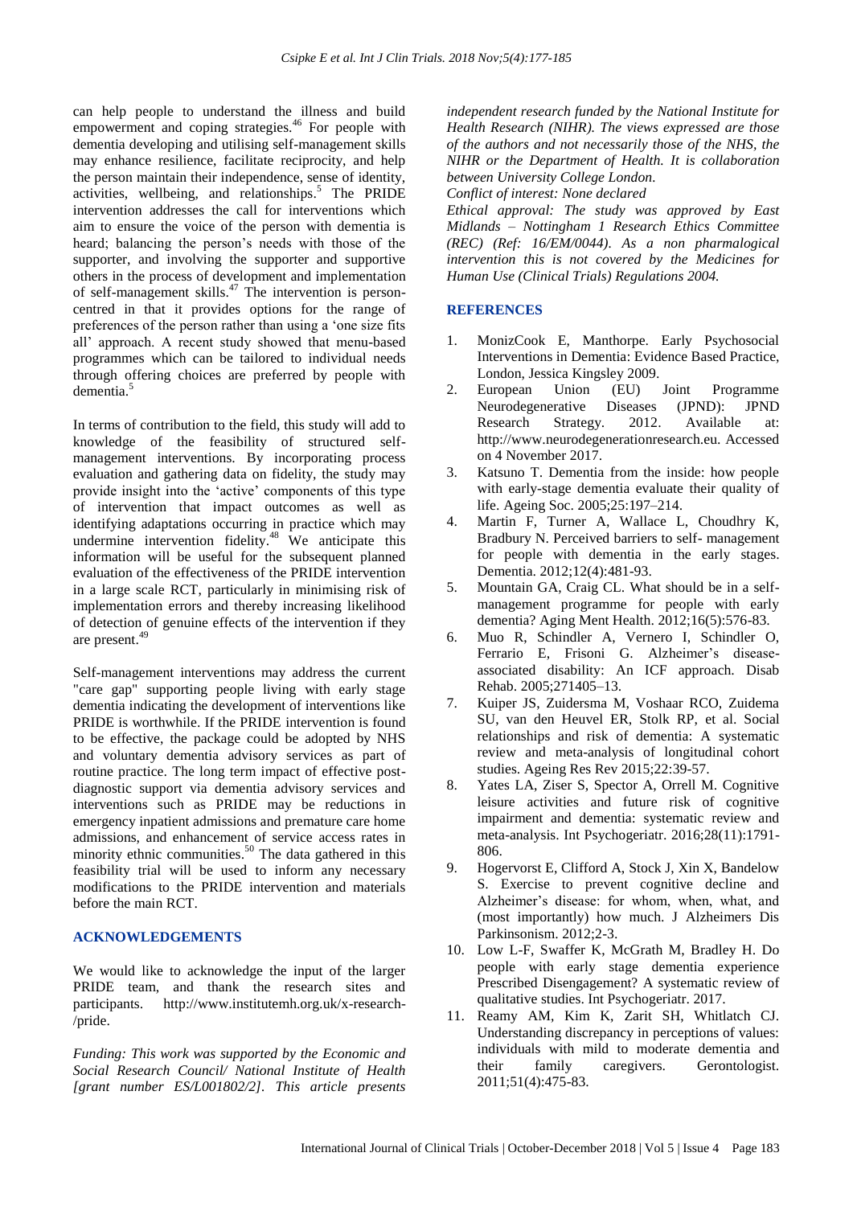can help people to understand the illness and build empowerment and coping strategies.[46] For people with dementia developing and utilising self-management skills may enhance resilience, facilitate reciprocity, and help the person maintain their independence, sense of identity, activities, wellbeing, and relationships.[5] The PRIDE intervention addresses the call for interventions which aim to ensure the voice of the person with dementia is heard; balancing the person's needs with those of the supporter, and involving the supporter and supportive others in the process of development and implementation of self-management skills.[47] The intervention is person-centred in that it provides options for the range of preferences of the person rather than using a 'one size fits all' approach. A recent study showed that menu-based programmes which can be tailored to individual needs through offering choices are preferred by people with dementia.[5]

In terms of contribution to the field, this study will add to knowledge of the feasibility of structured self-management interventions. By incorporating process evaluation and gathering data on fidelity, the study may provide insight into the 'active' components of this type of intervention that impact outcomes as well as identifying adaptations occurring in practice which may undermine intervention fidelity.[48] We anticipate this information will be useful for the subsequent planned evaluation of the effectiveness of the PRIDE intervention in a large scale RCT, particularly in minimising risk of implementation errors and thereby increasing likelihood of detection of genuine effects of the intervention if they are present.[49]

Self-management interventions may address the current "care gap" supporting people living with early stage dementia indicating the development of interventions like PRIDE is worthwhile. If the PRIDE intervention is found to be effective, the package could be adopted by NHS and voluntary dementia advisory services as part of routine practice. The long term impact of effective post-diagnostic support via dementia advisory services and interventions such as PRIDE may be reductions in emergency inpatient admissions and premature care home admissions, and enhancement of service access rates in minority ethnic communities.[50] The data gathered in this feasibility trial will be used to inform any necessary modifications to the PRIDE intervention and materials before the main RCT.

## ACKNOWLEDGEMENTS

We would like to acknowledge the input of the larger PRIDE team, and thank the research sites and participants. http://www.institutemh.org.uk/x-research-/pride.

*Funding: This work was supported by the Economic and Social Research Council/ National Institute of Health [grant number ES/L001802/2]. This article presents independent research funded by the National Institute for Health Research (NIHR). The views expressed are those of the authors and not necessarily those of the NHS, the NIHR or the Department of Health. It is collaboration between University College London.*
*Conflict of interest: None declared*
*Ethical approval: The study was approved by East Midlands – Nottingham 1 Research Ethics Committee (REC) (Ref: 16/EM/0044). As a non pharmalogical intervention this is not covered by the Medicines for Human Use (Clinical Trials) Regulations 2004.*

## REFERENCES

1. MonizCook E, Manthorpe. Early Psychosocial Interventions in Dementia: Evidence Based Practice, London, Jessica Kingsley 2009.
2. European Union (EU) Joint Programme Neurodegenerative Diseases (JPND): JPND Research Strategy. 2012. Available at: http://www.neurodegenerationresearch.eu. Accessed on 4 November 2017.
3. Katsuno T. Dementia from the inside: how people with early-stage dementia evaluate their quality of life. Ageing Soc. 2005;25:197–214.
4. Martin F, Turner A, Wallace L, Choudhry K, Bradbury N. Perceived barriers to self- management for people with dementia in the early stages. Dementia. 2012;12(4):481-93.
5. Mountain GA, Craig CL. What should be in a self-management programme for people with early dementia? Aging Ment Health. 2012;16(5):576-83.
6. Muo R, Schindler A, Vernero I, Schindler O, Ferrario E, Frisoni G. Alzheimer's disease-associated disability: An ICF approach. Disab Rehab. 2005;271405–13.
7. Kuiper JS, Zuidersma M, Voshaar RCO, Zuidema SU, van den Heuvel ER, Stolk RP, et al. Social relationships and risk of dementia: A systematic review and meta-analysis of longitudinal cohort studies. Ageing Res Rev 2015;22:39-57.
8. Yates LA, Ziser S, Spector A, Orrell M. Cognitive leisure activities and future risk of cognitive impairment and dementia: systematic review and meta-analysis. Int Psychogeriatr. 2016;28(11):1791-806.
9. Hogervorst E, Clifford A, Stock J, Xin X, Bandelow S. Exercise to prevent cognitive decline and Alzheimer's disease: for whom, when, what, and (most importantly) how much. J Alzheimers Dis Parkinsonism. 2012;2-3.
10. Low L-F, Swaffer K, McGrath M, Bradley H. Do people with early stage dementia experience Prescribed Disengagement? A systematic review of qualitative studies. Int Psychogeriatr. 2017.
11. Reamy AM, Kim K, Zarit SH, Whitlatch CJ. Understanding discrepancy in perceptions of values: individuals with mild to moderate dementia and their family caregivers. Gerontologist. 2011;51(4):475-83.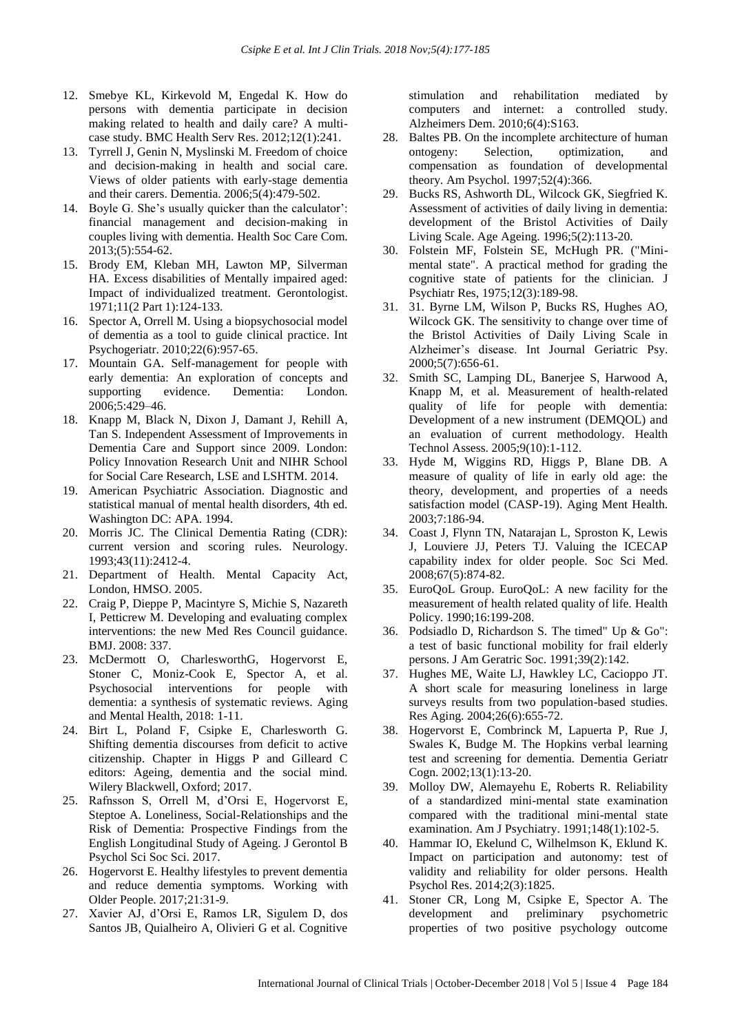12. Smebye KL, Kirkevold M, Engedal K. How do persons with dementia participate in decision making related to health and daily care? A multi-case study. BMC Health Serv Res. 2012;12(1):241.
13. Tyrrell J, Genin N, Myslinski M. Freedom of choice and decision-making in health and social care. Views of older patients with early-stage dementia and their carers. Dementia. 2006;5(4):479-502.
14. Boyle G. She's usually quicker than the calculator': financial management and decision-making in couples living with dementia. Health Soc Care Com. 2013;(5):554-62.
15. Brody EM, Kleban MH, Lawton MP, Silverman HA. Excess disabilities of Mentally impaired aged: Impact of individualized treatment. Gerontologist. 1971;11(2 Part 1):124-133.
16. Spector A, Orrell M. Using a biopsychosocial model of dementia as a tool to guide clinical practice. Int Psychogeriatr. 2010;22(6):957-65.
17. Mountain GA. Self-management for people with early dementia: An exploration of concepts and supporting evidence. Dementia: London. 2006;5:429–46.
18. Knapp M, Black N, Dixon J, Damant J, Rehill A, Tan S. Independent Assessment of Improvements in Dementia Care and Support since 2009. London: Policy Innovation Research Unit and NIHR School for Social Care Research, LSE and LSHTM. 2014.
19. American Psychiatric Association. Diagnostic and statistical manual of mental health disorders, 4th ed. Washington DC: APA. 1994.
20. Morris JC. The Clinical Dementia Rating (CDR): current version and scoring rules. Neurology. 1993;43(11):2412-4.
21. Department of Health. Mental Capacity Act, London, HMSO. 2005.
22. Craig P, Dieppe P, Macintyre S, Michie S, Nazareth I, Petticrew M. Developing and evaluating complex interventions: the new Med Res Council guidance. BMJ. 2008: 337.
23. McDermott O, CharlesworthG, Hogervorst E, Stoner C, Moniz-Cook E, Spector A, et al. Psychosocial interventions for people with dementia: a synthesis of systematic reviews. Aging and Mental Health, 2018: 1-11.
24. Birt L, Poland F, Csipke E, Charlesworth G. Shifting dementia discourses from deficit to active citizenship. Chapter in Higgs P and Gilleard C editors: Ageing, dementia and the social mind. Wilery Blackwell, Oxford; 2017.
25. Rafnsson S, Orrell M, d'Orsi E, Hogervorst E, Steptoe A. Loneliness, Social-Relationships and the Risk of Dementia: Prospective Findings from the English Longitudinal Study of Ageing. J Gerontol B Psychol Sci Soc Sci. 2017.
26. Hogervorst E. Healthy lifestyles to prevent dementia and reduce dementia symptoms. Working with Older People. 2017;21:31-9.
27. Xavier AJ, d'Orsi E, Ramos LR, Sigulem D, dos Santos JB, Quialheiro A, Olivieri G et al. Cognitive stimulation and rehabilitation mediated by computers and internet: a controlled study. Alzheimers Dem. 2010;6(4):S163.
28. Baltes PB. On the incomplete architecture of human ontogeny: Selection, optimization, and compensation as foundation of developmental theory. Am Psychol. 1997;52(4):366.
29. Bucks RS, Ashworth DL, Wilcock GK, Siegfried K. Assessment of activities of daily living in dementia: development of the Bristol Activities of Daily Living Scale. Age Ageing. 1996;5(2):113-20.
30. Folstein MF, Folstein SE, McHugh PR. ("Mini-mental state". A practical method for grading the cognitive state of patients for the clinician. J Psychiatr Res, 1975;12(3):189-98.
31. 31. Byrne LM, Wilson P, Bucks RS, Hughes AO, Wilcock GK. The sensitivity to change over time of the Bristol Activities of Daily Living Scale in Alzheimer's disease. Int Journal Geriatric Psy. 2000;5(7):656-61.
32. Smith SC, Lamping DL, Banerjee S, Harwood A, Knapp M, et al. Measurement of health-related quality of life for people with dementia: Development of a new instrument (DEMQOL) and an evaluation of current methodology. Health Technol Assess. 2005;9(10):1-112.
33. Hyde M, Wiggins RD, Higgs P, Blane DB. A measure of quality of life in early old age: the theory, development, and properties of a needs satisfaction model (CASP-19). Aging Ment Health. 2003;7:186-94.
34. Coast J, Flynn TN, Natarajan L, Sproston K, Lewis J, Louviere JJ, Peters TJ. Valuing the ICECAP capability index for older people. Soc Sci Med. 2008;67(5):874-82.
35. EuroQoL Group. EuroQoL: A new facility for the measurement of health related quality of life. Health Policy. 1990;16:199-208.
36. Podsiadlo D, Richardson S. The timed" Up & Go": a test of basic functional mobility for frail elderly persons. J Am Geratric Soc. 1991;39(2):142.
37. Hughes ME, Waite LJ, Hawkley LC, Cacioppo JT. A short scale for measuring loneliness in large surveys results from two population-based studies. Res Aging. 2004;26(6):655-72.
38. Hogervorst E, Combrinck M, Lapuerta P, Rue J, Swales K, Budge M. The Hopkins verbal learning test and screening for dementia. Dementia Geriatr Cogn. 2002;13(1):13-20.
39. Molloy DW, Alemayehu E, Roberts R. Reliability of a standardized mini-mental state examination compared with the traditional mini-mental state examination. Am J Psychiatry. 1991;148(1):102-5.
40. Hammar IO, Ekelund C, Wilhelmson K, Eklund K. Impact on participation and autonomy: test of validity and reliability for older persons. Health Psychol Res. 2014;2(3):1825.
41. Stoner CR, Long M, Csipke E, Spector A. The development and preliminary psychometric properties of two positive psychology outcome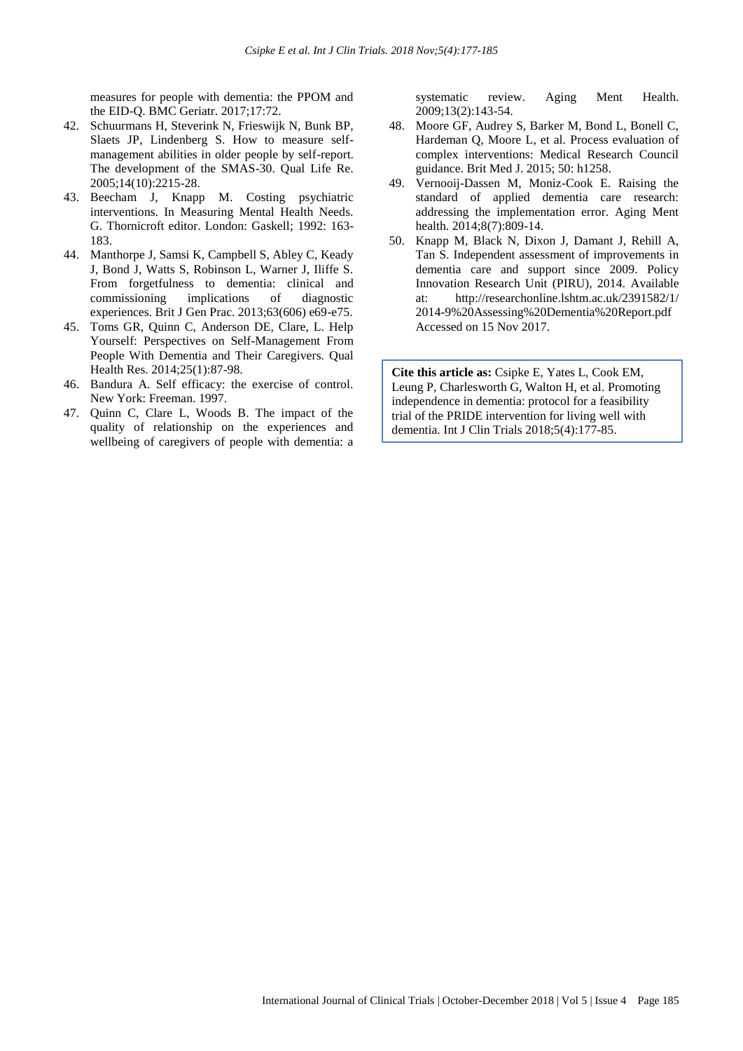measures for people with dementia: the PPOM and the EID-Q. BMC Geriatr. 2017;17:72.

42. Schuurmans H, Steverink N, Frieswijk N, Bunk BP, Slaets JP, Lindenberg S. How to measure self-management abilities in older people by self-report. The development of the SMAS-30. Qual Life Re. 2005;14(10):2215-28.
43. Beecham J, Knapp M. Costing psychiatric interventions. In Measuring Mental Health Needs. G. Thornicroft editor. London: Gaskell; 1992: 163-183.
44. Manthorpe J, Samsi K, Campbell S, Abley C, Keady J, Bond J, Watts S, Robinson L, Warner J, Iliffe S. From forgetfulness to dementia: clinical and commissioning implications of diagnostic experiences. Brit J Gen Prac. 2013;63(606) e69-e75.
45. Toms GR, Quinn C, Anderson DE, Clare, L. Help Yourself: Perspectives on Self-Management From People With Dementia and Their Caregivers. Qual Health Res. 2014;25(1):87-98.
46. Bandura A. Self efficacy: the exercise of control. New York: Freeman. 1997.
47. Quinn C, Clare L, Woods B. The impact of the quality of relationship on the experiences and wellbeing of caregivers of people with dementia: a systematic review. Aging Ment Health. 2009;13(2):143-54.
48. Moore GF, Audrey S, Barker M, Bond L, Bonell C, Hardeman Q, Moore L, et al. Process evaluation of complex interventions: Medical Research Council guidance. Brit Med J. 2015; 50: h1258.
49. Vernooij-Dassen M, Moniz-Cook E. Raising the standard of applied dementia care research: addressing the implementation error. Aging Ment health. 2014;8(7):809-14.
50. Knapp M, Black N, Dixon J, Damant J, Rehill A, Tan S. Independent assessment of improvements in dementia care and support since 2009. Policy Innovation Research Unit (PIRU), 2014. Available at: http://researchonline.lshtm.ac.uk/2391582/1/2014-9%20Assessing%20Dementia%20Report.pdf Accessed on 15 Nov 2017.

**Cite this article as:** Csipke E, Yates L, Cook EM, Leung P, Charlesworth G, Walton H, et al. Promoting independence in dementia: protocol for a feasibility trial of the PRIDE intervention for living well with dementia. Int J Clin Trials 2018;5(4):177-85.